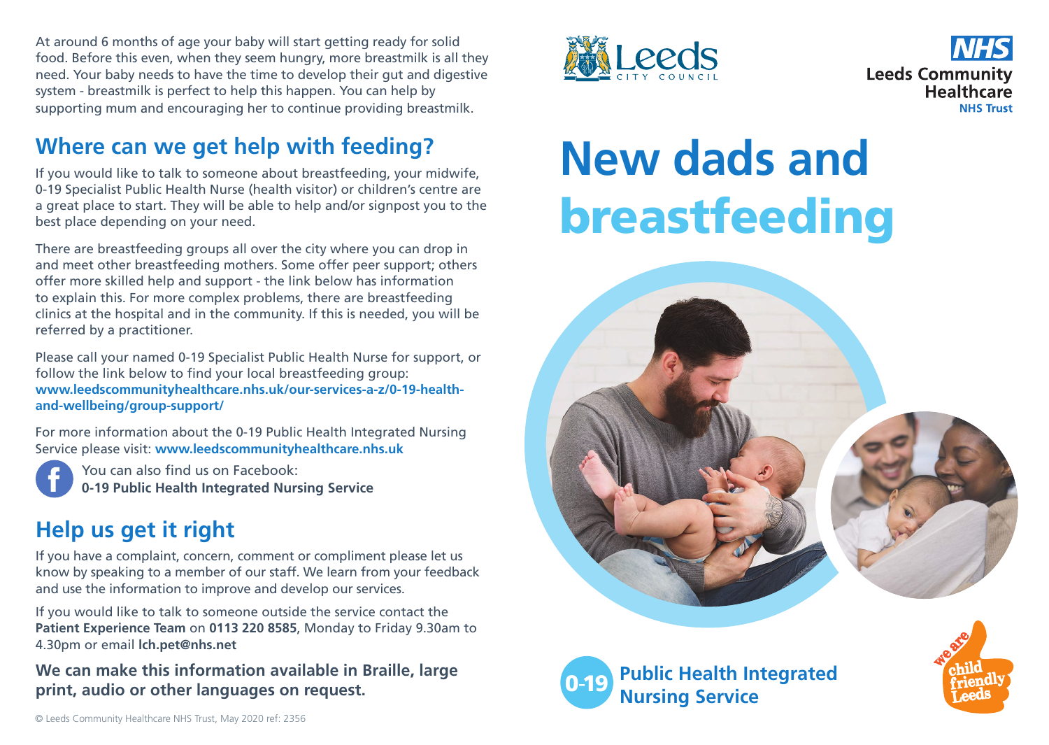At around 6 months of age your baby will start getting ready for solid food. Before this even, when they seem hungry, more breastmilk is all they need. Your baby needs to have the time to develop their gut and digestive system - breastmilk is perfect to help this happen. You can help by supporting mum and encouraging her to continue providing breastmilk.

## Where can we get help with feeding?

If you would like to talk to someone about breastfeeding, your midwife, 0-19 Specialist Public Health Nurse (health visitor) or children's centre are a great place to start. They will be able to help and/or signpost you to the best place depending on your need.

There are breastfeeding groups all over the city where you can drop in and meet other breastfeeding mothers. Some offer peer support; others offer more skilled help and support - the link below has information to explain this. For more complex problems, there are breastfeeding clinics at the hospital and in the community. If this is needed, you will be referred by a practitioner.

Please call your named 0-19 Specialist Public Health Nurse for support, or follow the link below to find your local breastfeeding group:
**www.leedscommunityhealthcare.nhs.uk/our-services-a-z/0-19-health-and-wellbeing/group-support/**

For more information about the 0-19 Public Health Integrated Nursing Service please visit: **www.leedscommunityhealthcare.nhs.uk**

You can also find us on Facebook:
**0-19 Public Health Integrated Nursing Service**

## Help us get it right

If you have a complaint, concern, comment or compliment please let us know by speaking to a member of our staff. We learn from your feedback and use the information to improve and develop our services.

If you would like to talk to someone outside the service contact the **Patient Experience Team** on **0113 220 8585**, Monday to Friday 9.30am to 4.30pm or email **lch.pet@nhs.net**

**We can make this information available in Braille, large print, audio or other languages on request.**

© Leeds Community Healthcare NHS Trust, May 2020 ref: 2356

Leeds City Council

NHS Leeds Community Healthcare NHS Trust

# New dads and breastfeeding

0-19 **Public Health Integrated Nursing Service**

we are child friendly Leeds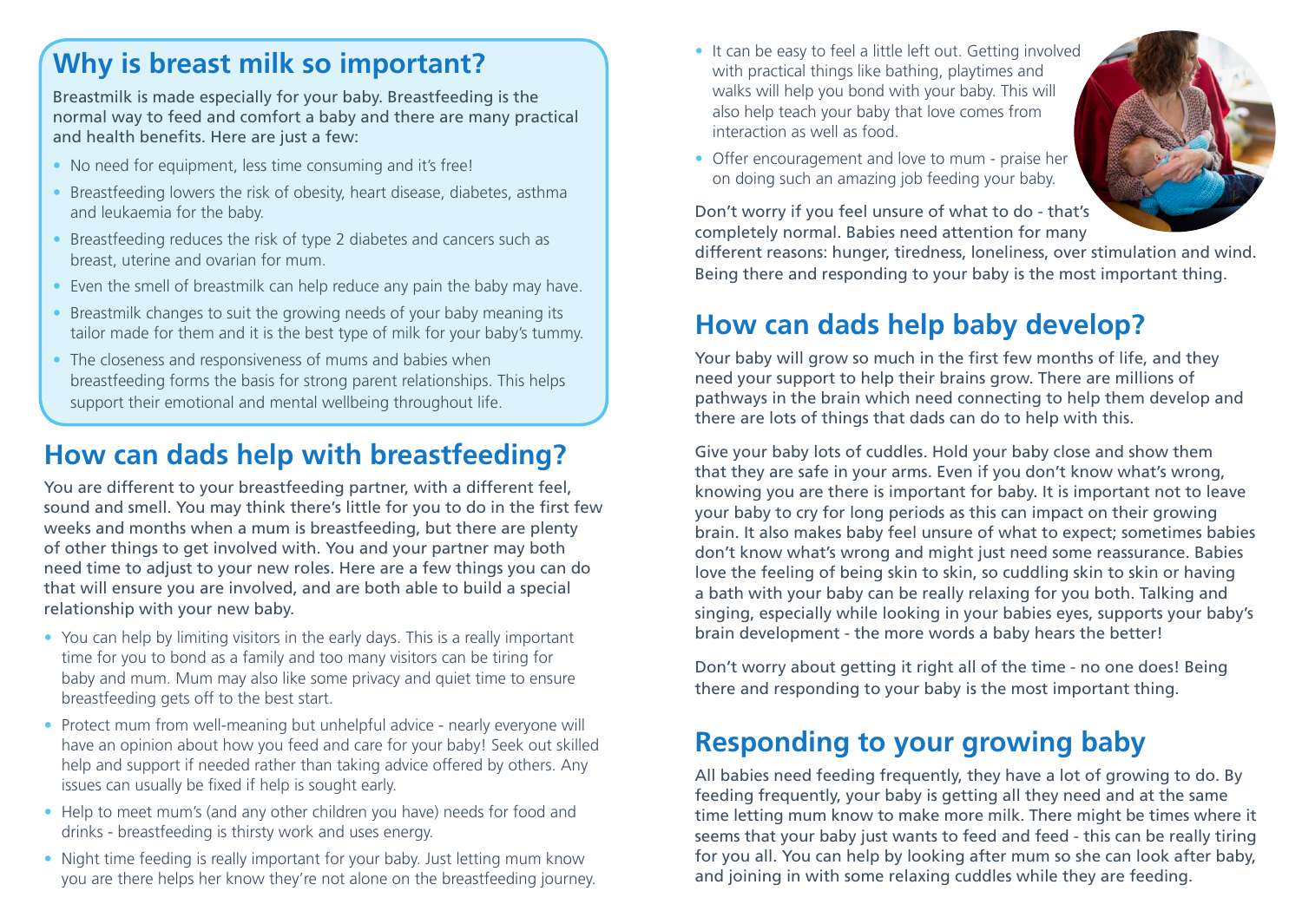## Why is breast milk so important?

Breastmilk is made especially for your baby. Breastfeeding is the normal way to feed and comfort a baby and there are many practical and health benefits. Here are just a few:

- No need for equipment, less time consuming and it's free!
- Breastfeeding lowers the risk of obesity, heart disease, diabetes, asthma and leukaemia for the baby.
- Breastfeeding reduces the risk of type 2 diabetes and cancers such as breast, uterine and ovarian for mum.
- Even the smell of breastmilk can help reduce any pain the baby may have.
- Breastmilk changes to suit the growing needs of your baby meaning its tailor made for them and it is the best type of milk for your baby's tummy.
- The closeness and responsiveness of mums and babies when breastfeeding forms the basis for strong parent relationships. This helps support their emotional and mental wellbeing throughout life.

## How can dads help with breastfeeding?

You are different to your breastfeeding partner, with a different feel, sound and smell. You may think there's little for you to do in the first few weeks and months when a mum is breastfeeding, but there are plenty of other things to get involved with. You and your partner may both need time to adjust to your new roles. Here are a few things you can do that will ensure you are involved, and are both able to build a special relationship with your new baby.

- You can help by limiting visitors in the early days. This is a really important time for you to bond as a family and too many visitors can be tiring for baby and mum. Mum may also like some privacy and quiet time to ensure breastfeeding gets off to the best start.
- Protect mum from well-meaning but unhelpful advice - nearly everyone will have an opinion about how you feed and care for your baby! Seek out skilled help and support if needed rather than taking advice offered by others. Any issues can usually be fixed if help is sought early.
- Help to meet mum's (and any other children you have) needs for food and drinks - breastfeeding is thirsty work and uses energy.
- Night time feeding is really important for your baby. Just letting mum know you are there helps her know they're not alone on the breastfeeding journey.
- It can be easy to feel a little left out. Getting involved with practical things like bathing, playtimes and walks will help you bond with your baby. This will also help teach your baby that love comes from interaction as well as food.
- Offer encouragement and love to mum - praise her on doing such an amazing job feeding your baby.

Don't worry if you feel unsure of what to do - that's completely normal. Babies need attention for many different reasons: hunger, tiredness, loneliness, over stimulation and wind. Being there and responding to your baby is the most important thing.

## How can dads help baby develop?

Your baby will grow so much in the first few months of life, and they need your support to help their brains grow. There are millions of pathways in the brain which need connecting to help them develop and there are lots of things that dads can do to help with this.

Give your baby lots of cuddles. Hold your baby close and show them that they are safe in your arms. Even if you don't know what's wrong, knowing you are there is important for baby. It is important not to leave your baby to cry for long periods as this can impact on their growing brain. It also makes baby feel unsure of what to expect; sometimes babies don't know what's wrong and might just need some reassurance. Babies love the feeling of being skin to skin, so cuddling skin to skin or having a bath with your baby can be really relaxing for you both. Talking and singing, especially while looking in your babies eyes, supports your baby's brain development - the more words a baby hears the better!

Don't worry about getting it right all of the time - no one does! Being there and responding to your baby is the most important thing.

## Responding to your growing baby

All babies need feeding frequently, they have a lot of growing to do. By feeding frequently, your baby is getting all they need and at the same time letting mum know to make more milk. There might be times where it seems that your baby just wants to feed and feed - this can be really tiring for you all. You can help by looking after mum so she can look after baby, and joining in with some relaxing cuddles while they are feeding.